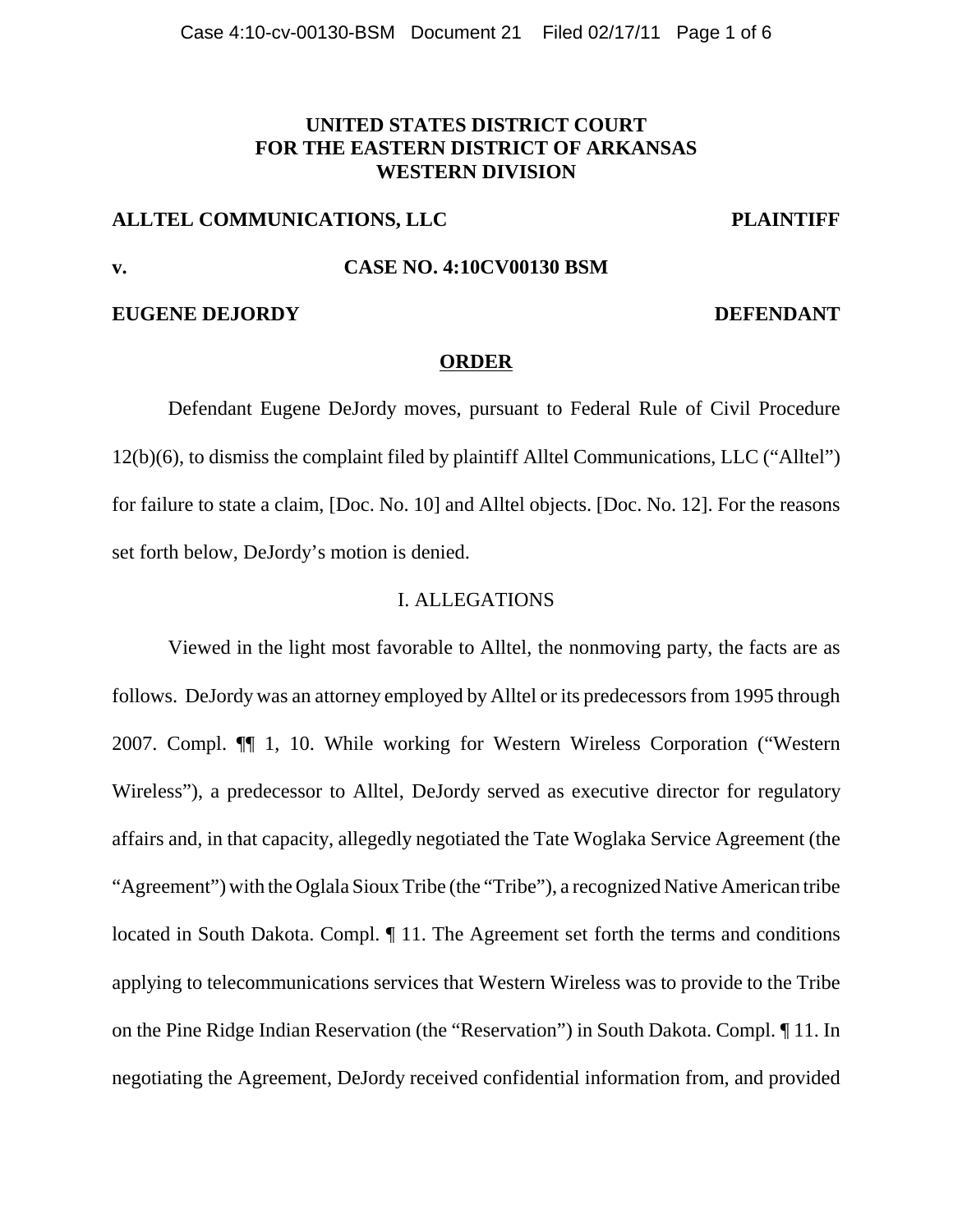**UNITED STATES DISTRICT COURT**
**FOR THE EASTERN DISTRICT OF ARKANSAS**
**WESTERN DIVISION**

**ALLTEL COMMUNICATIONS, LLC** **PLAINTIFF**

**v.** **CASE NO. 4:10CV00130 BSM**

**EUGENE DEJORDY** **DEFENDANT**

**ORDER**

Defendant Eugene DeJordy moves, pursuant to Federal Rule of Civil Procedure 12(b)(6), to dismiss the complaint filed by plaintiff Alltel Communications, LLC ("Alltel") for failure to state a claim, [Doc. No. 10] and Alltel objects. [Doc. No. 12]. For the reasons set forth below, DeJordy's motion is denied.

I. ALLEGATIONS

Viewed in the light most favorable to Alltel, the nonmoving party, the facts are as follows. DeJordy was an attorney employed by Alltel or its predecessors from 1995 through 2007. Compl. ¶¶ 1, 10. While working for Western Wireless Corporation ("Western Wireless"), a predecessor to Alltel, DeJordy served as executive director for regulatory affairs and, in that capacity, allegedly negotiated the Tate Woglaka Service Agreement (the "Agreement") with the Oglala Sioux Tribe (the "Tribe"), a recognized Native American tribe located in South Dakota. Compl. ¶ 11. The Agreement set forth the terms and conditions applying to telecommunications services that Western Wireless was to provide to the Tribe on the Pine Ridge Indian Reservation (the "Reservation") in South Dakota. Compl. ¶ 11. In negotiating the Agreement, DeJordy received confidential information from, and provided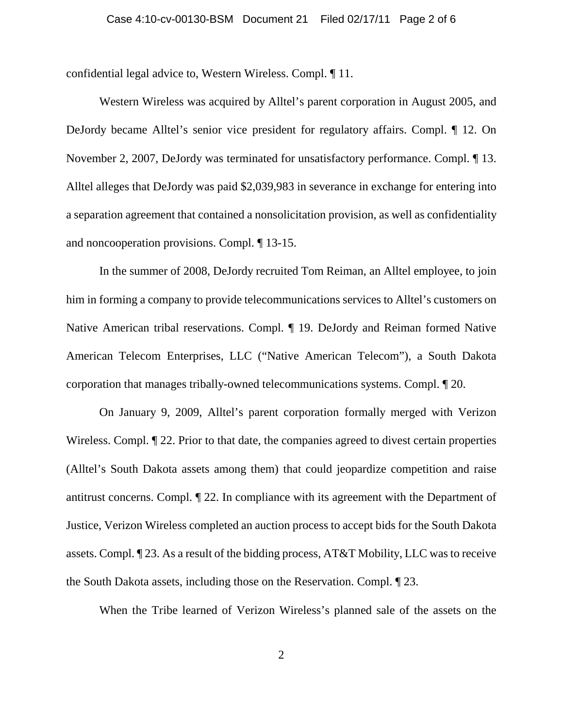confidential legal advice to, Western Wireless. Compl. ¶ 11.

Western Wireless was acquired by Alltel's parent corporation in August 2005, and DeJordy became Alltel's senior vice president for regulatory affairs. Compl. ¶ 12. On November 2, 2007, DeJordy was terminated for unsatisfactory performance. Compl. ¶ 13. Alltel alleges that DeJordy was paid $2,039,983 in severance in exchange for entering into a separation agreement that contained a nonsolicitation provision, as well as confidentiality and noncooperation provisions. Compl. ¶ 13-15.

In the summer of 2008, DeJordy recruited Tom Reiman, an Alltel employee, to join him in forming a company to provide telecommunications services to Alltel's customers on Native American tribal reservations. Compl. ¶ 19. DeJordy and Reiman formed Native American Telecom Enterprises, LLC ("Native American Telecom"), a South Dakota corporation that manages tribally-owned telecommunications systems. Compl. ¶ 20.

On January 9, 2009, Alltel's parent corporation formally merged with Verizon Wireless. Compl. ¶ 22. Prior to that date, the companies agreed to divest certain properties (Alltel's South Dakota assets among them) that could jeopardize competition and raise antitrust concerns. Compl. ¶ 22. In compliance with its agreement with the Department of Justice, Verizon Wireless completed an auction process to accept bids for the South Dakota assets. Compl. ¶ 23. As a result of the bidding process, AT&T Mobility, LLC was to receive the South Dakota assets, including those on the Reservation. Compl. ¶ 23.

When the Tribe learned of Verizon Wireless's planned sale of the assets on the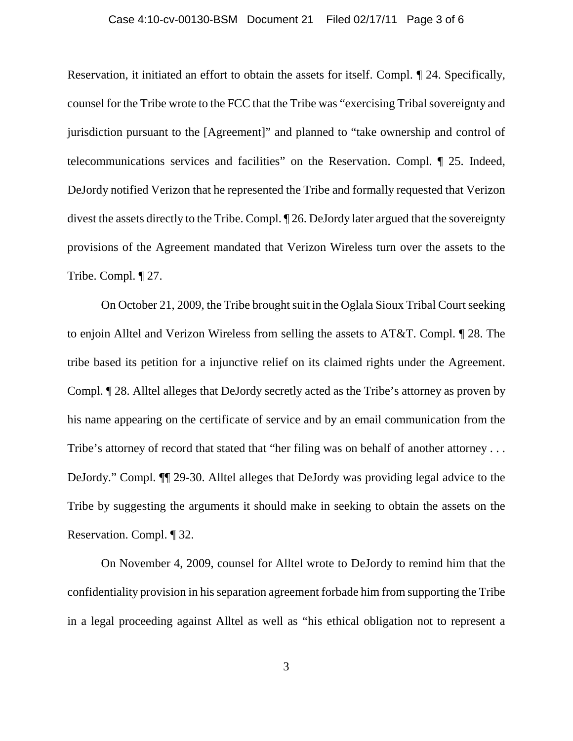Reservation, it initiated an effort to obtain the assets for itself. Compl. ¶ 24. Specifically, counsel for the Tribe wrote to the FCC that the Tribe was "exercising Tribal sovereignty and jurisdiction pursuant to the [Agreement]" and planned to "take ownership and control of telecommunications services and facilities" on the Reservation. Compl. ¶ 25. Indeed, DeJordy notified Verizon that he represented the Tribe and formally requested that Verizon divest the assets directly to the Tribe. Compl. ¶ 26. DeJordy later argued that the sovereignty provisions of the Agreement mandated that Verizon Wireless turn over the assets to the Tribe. Compl. ¶ 27.

On October 21, 2009, the Tribe brought suit in the Oglala Sioux Tribal Court seeking to enjoin Alltel and Verizon Wireless from selling the assets to AT&T. Compl. ¶ 28. The tribe based its petition for a injunctive relief on its claimed rights under the Agreement. Compl. ¶ 28. Alltel alleges that DeJordy secretly acted as the Tribe's attorney as proven by his name appearing on the certificate of service and by an email communication from the Tribe's attorney of record that stated that "her filing was on behalf of another attorney . . . DeJordy." Compl. ¶¶ 29-30. Alltel alleges that DeJordy was providing legal advice to the Tribe by suggesting the arguments it should make in seeking to obtain the assets on the Reservation. Compl. ¶ 32.

On November 4, 2009, counsel for Alltel wrote to DeJordy to remind him that the confidentiality provision in his separation agreement forbade him from supporting the Tribe in a legal proceeding against Alltel as well as "his ethical obligation not to represent a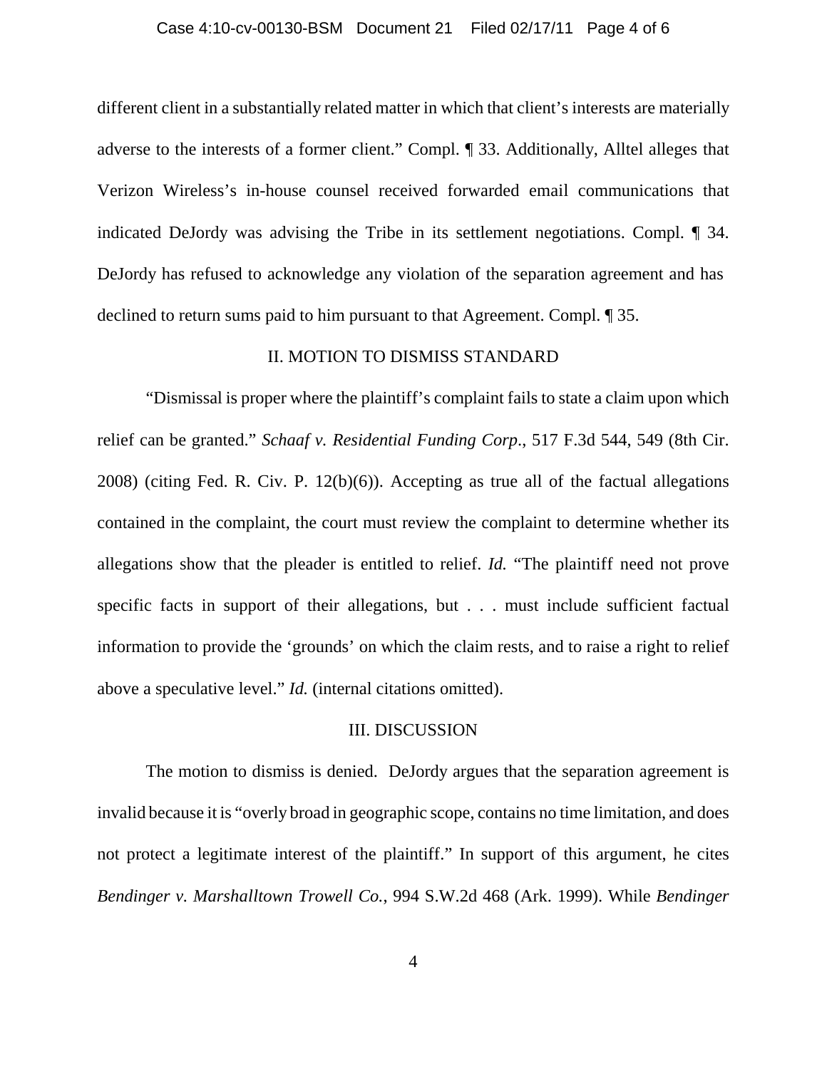different client in a substantially related matter in which that client's interests are materially adverse to the interests of a former client." Compl. ¶ 33. Additionally, Alltel alleges that Verizon Wireless's in-house counsel received forwarded email communications that indicated DeJordy was advising the Tribe in its settlement negotiations. Compl. ¶ 34. DeJordy has refused to acknowledge any violation of the separation agreement and has declined to return sums paid to him pursuant to that Agreement. Compl. ¶ 35.

## II. MOTION TO DISMISS STANDARD

"Dismissal is proper where the plaintiff's complaint fails to state a claim upon which relief can be granted." *Schaaf v. Residential Funding Corp*., 517 F.3d 544, 549 (8th Cir. 2008) (citing Fed. R. Civ. P. 12(b)(6)). Accepting as true all of the factual allegations contained in the complaint, the court must review the complaint to determine whether its allegations show that the pleader is entitled to relief. *Id.* "The plaintiff need not prove specific facts in support of their allegations, but . . . must include sufficient factual information to provide the 'grounds' on which the claim rests, and to raise a right to relief above a speculative level." *Id.* (internal citations omitted).

## III. DISCUSSION

The motion to dismiss is denied. DeJordy argues that the separation agreement is invalid because it is "overly broad in geographic scope, contains no time limitation, and does not protect a legitimate interest of the plaintiff." In support of this argument, he cites *Bendinger v. Marshalltown Trowell Co.*, 994 S.W.2d 468 (Ark. 1999). While *Bendinger*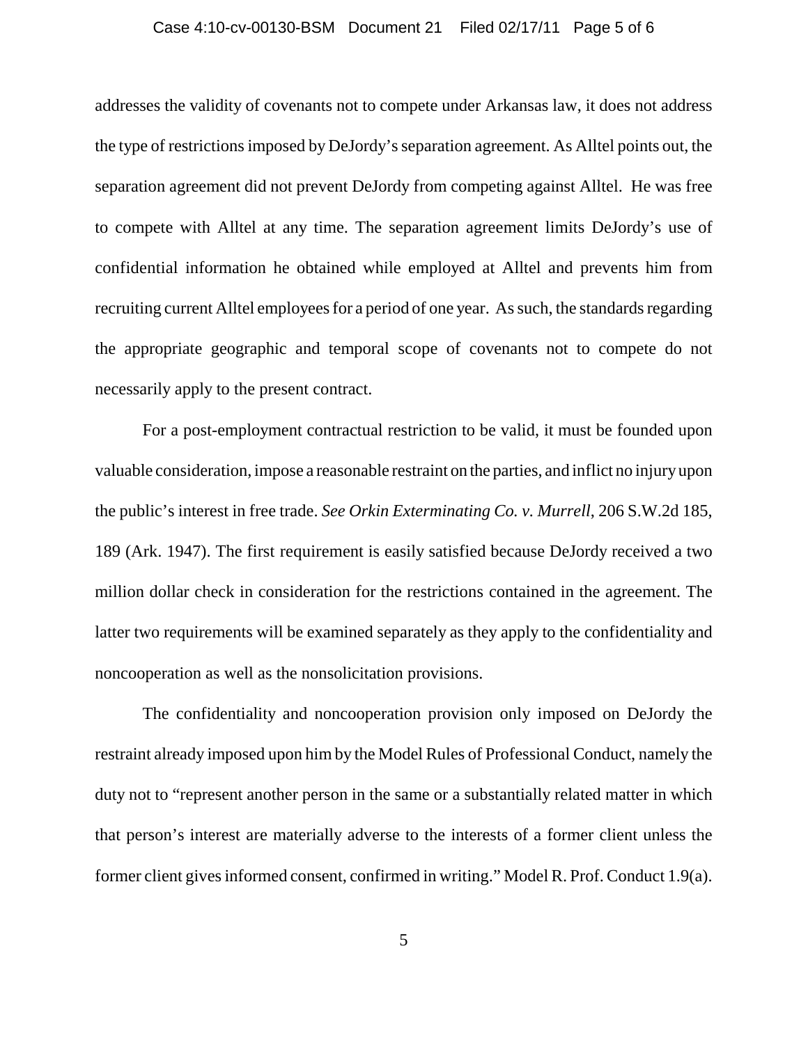addresses the validity of covenants not to compete under Arkansas law, it does not address the type of restrictions imposed by DeJordy's separation agreement. As Alltel points out, the separation agreement did not prevent DeJordy from competing against Alltel. He was free to compete with Alltel at any time. The separation agreement limits DeJordy's use of confidential information he obtained while employed at Alltel and prevents him from recruiting current Alltel employees for a period of one year. As such, the standards regarding the appropriate geographic and temporal scope of covenants not to compete do not necessarily apply to the present contract.

For a post-employment contractual restriction to be valid, it must be founded upon valuable consideration, impose a reasonable restraint on the parties, and inflict no injury upon the public's interest in free trade. *See Orkin Exterminating Co. v. Murrell*, 206 S.W.2d 185, 189 (Ark. 1947). The first requirement is easily satisfied because DeJordy received a two million dollar check in consideration for the restrictions contained in the agreement. The latter two requirements will be examined separately as they apply to the confidentiality and noncooperation as well as the nonsolicitation provisions.

The confidentiality and noncooperation provision only imposed on DeJordy the restraint already imposed upon him by the Model Rules of Professional Conduct, namely the duty not to "represent another person in the same or a substantially related matter in which that person's interest are materially adverse to the interests of a former client unless the former client gives informed consent, confirmed in writing." Model R. Prof. Conduct 1.9(a).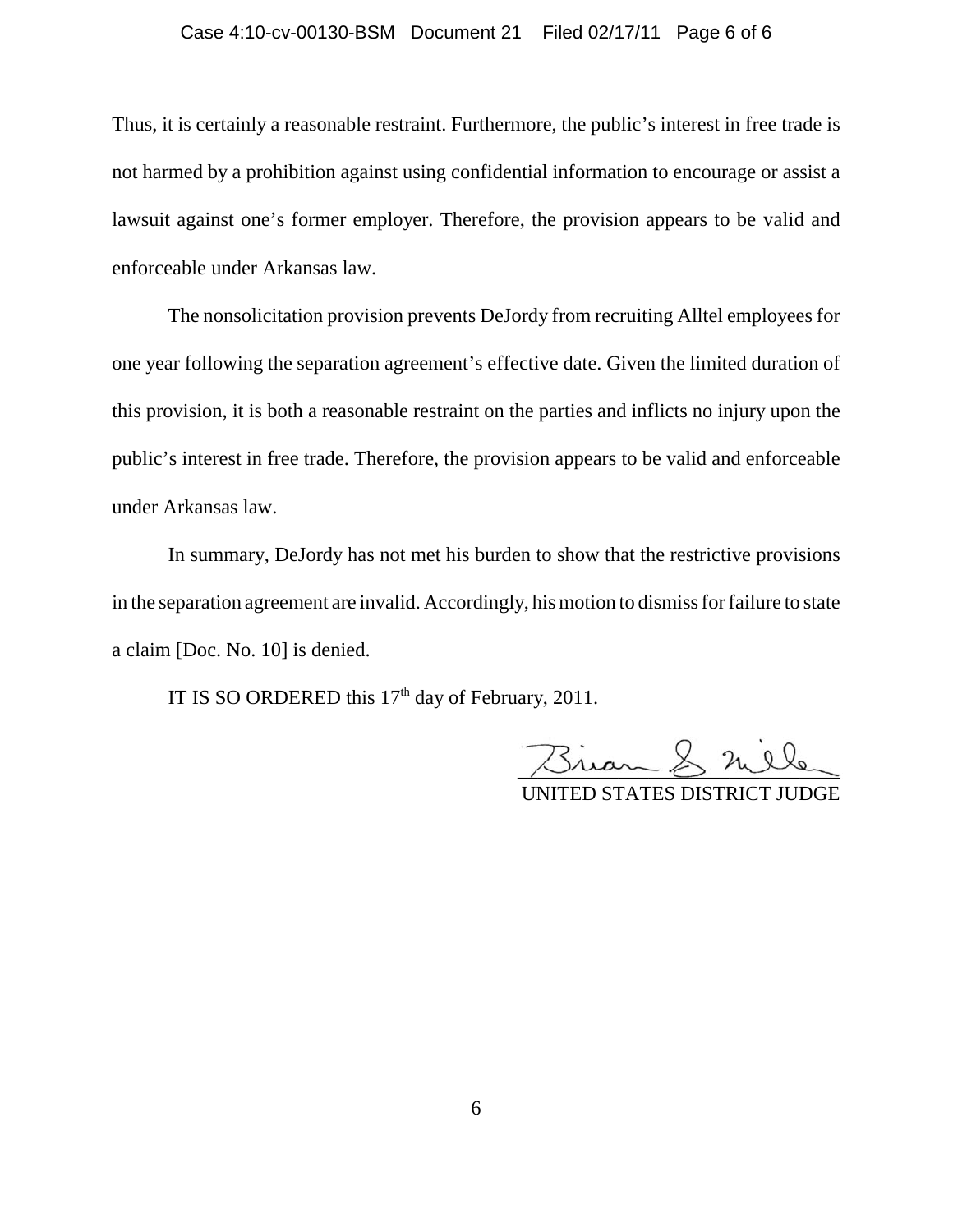Thus, it is certainly a reasonable restraint. Furthermore, the public's interest in free trade is not harmed by a prohibition against using confidential information to encourage or assist a lawsuit against one's former employer. Therefore, the provision appears to be valid and enforceable under Arkansas law.

The nonsolicitation provision prevents DeJordy from recruiting Alltel employees for one year following the separation agreement's effective date. Given the limited duration of this provision, it is both a reasonable restraint on the parties and inflicts no injury upon the public's interest in free trade. Therefore, the provision appears to be valid and enforceable under Arkansas law.

In summary, DeJordy has not met his burden to show that the restrictive provisions in the separation agreement are invalid. Accordingly, his motion to dismiss for failure to state a claim [Doc. No. 10] is denied.

IT IS SO ORDERED this 17th day of February, 2011.

UNITED STATES DISTRICT JUDGE